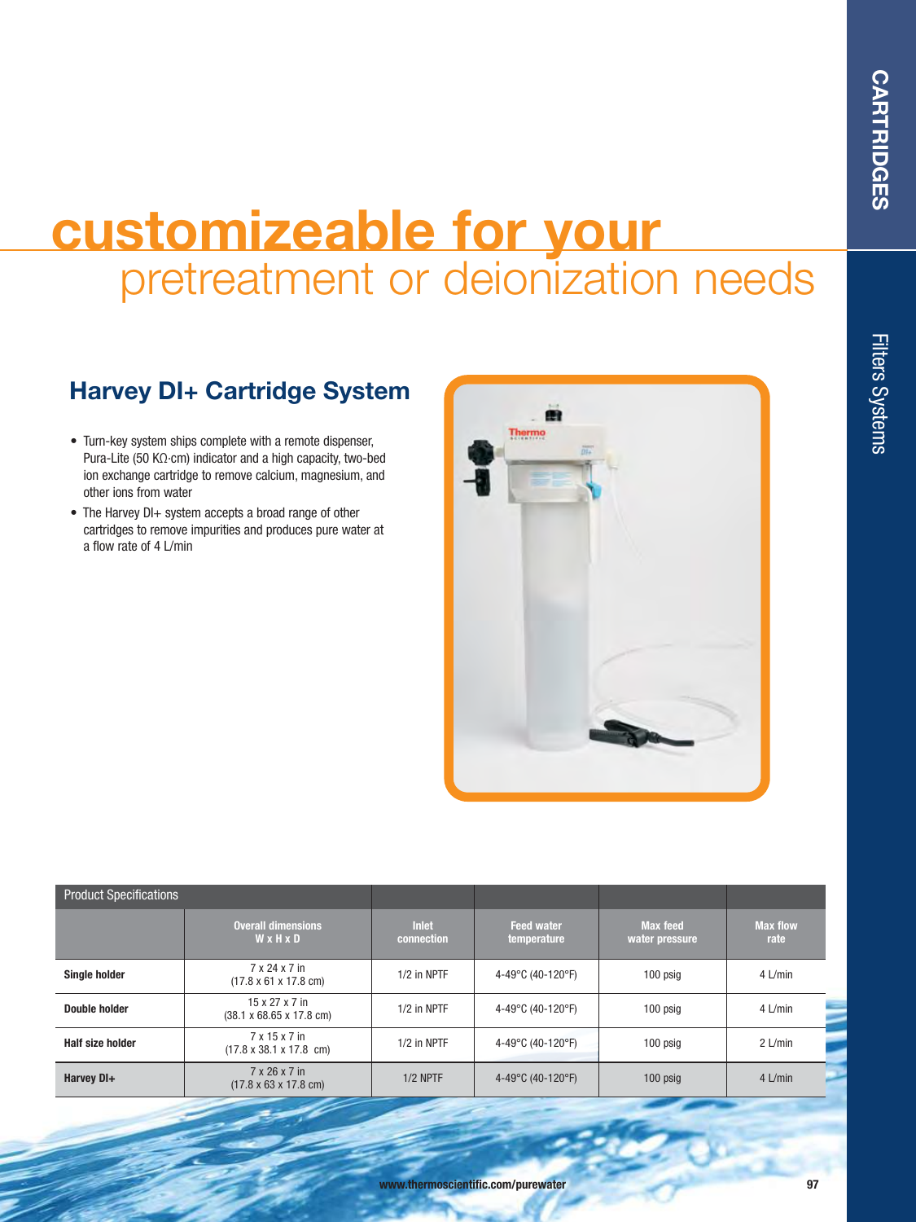# customizeable for your pretreatment or deionization needs

## Harvey DI+ Cartridge System

- Turn-key system ships complete with a remote dispenser, Pura-Lite (50 KΩ·cm) indicator and a high capacity, two-bed ion exchange cartridge to remove calcium, magnesium, and other ions from water
- The Harvey DI+ system accepts a broad range of other cartridges to remove impurities and produces pure water at a flow rate of 4 L/min

| Product Specifications | | | | | |
|---|---|---|---|---|---|
| | Overall dimensions W x H x D | Inlet connection | Feed water temperature | Max feed water pressure | Max flow rate |
| **Single holder** | 7 x 24 x 7 in (17.8 x 61 x 17.8 cm) | 1/2 in NPTF | 4-49°C (40-120°F) | 100 psig | 4 L/min |
| **Double holder** | 15 x 27 x 7 in (38.1 x 68.65 x 17.8 cm) | 1/2 in NPTF | 4-49°C (40-120°F) | 100 psig | 4 L/min |
| **Half size holder** | 7 x 15 x 7 in (17.8 x 38.1 x 17.8 cm) | 1/2 in NPTF | 4-49°C (40-120°F) | 100 psig | 2 L/min |
| **Harvey DI+** | 7 x 26 x 7 in (17.8 x 63 x 17.8 cm) | 1/2 NPTF | 4-49°C (40-120°F) | 100 psig | 4 L/min |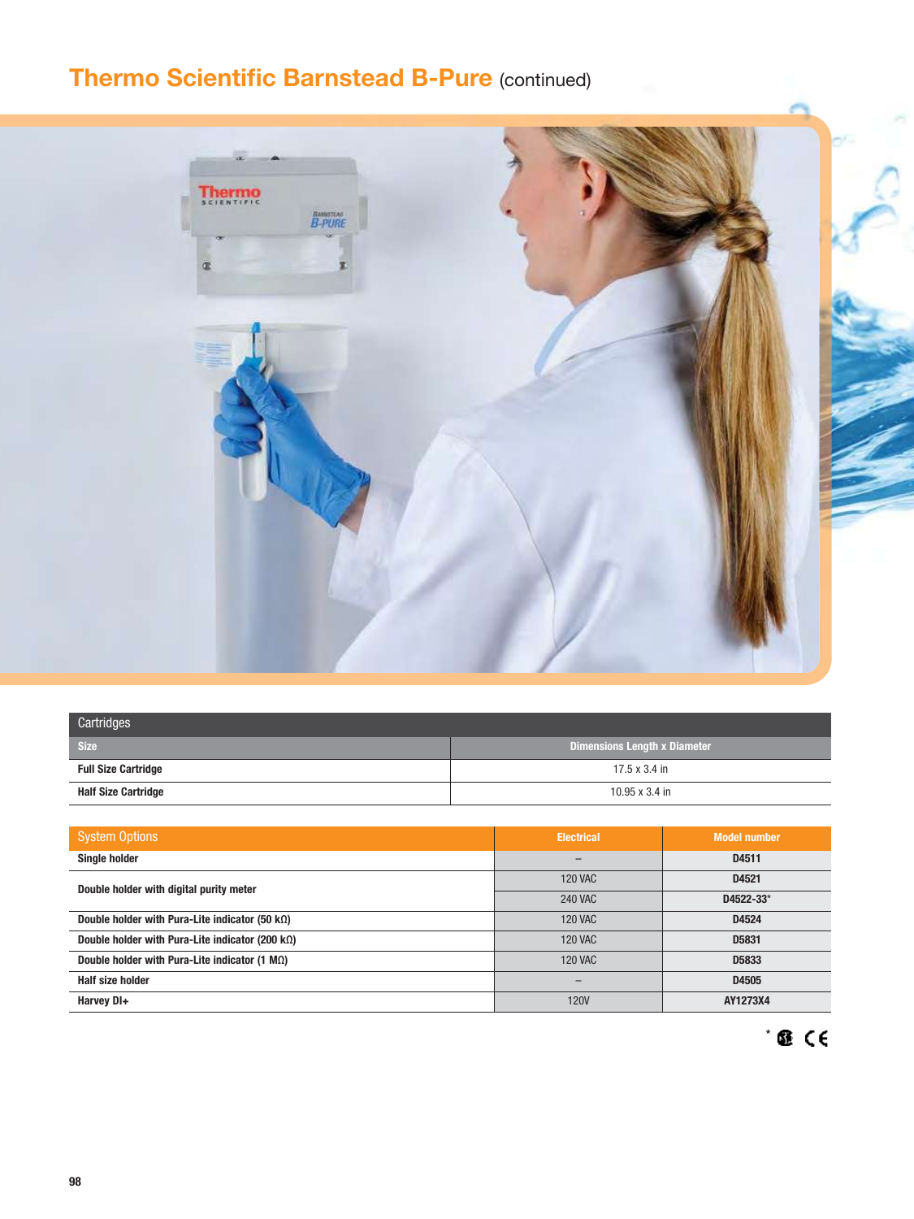# Thermo Scientific Barnstead B-Pure (continued)

| Cartridges | |
|---|---|
| **Size** | **Dimensions Length x Diameter** |
| **Full Size Cartridge** | 17.5 x 3.4 in |
| **Half Size Cartridge** | 10.95 x 3.4 in |

| System Options | Electrical | Model number |
|---|---|---|
| **Single holder** | – | **D4511** |
| **Double holder with digital purity meter** | 120 VAC | **D4521** |
| | 240 VAC | **D4522-33*** |
| **Double holder with Pura-Lite indicator (50 kΩ)** | 120 VAC | **D4524** |
| **Double holder with Pura-Lite indicator (200 kΩ)** | 120 VAC | **D5831** |
| **Double holder with Pura-Lite indicator (1 MΩ)** | 120 VAC | **D5833** |
| **Half size holder** | – | **D4505** |
| **Harvey DI+** | 120V | **AY1273X4** |

* CE